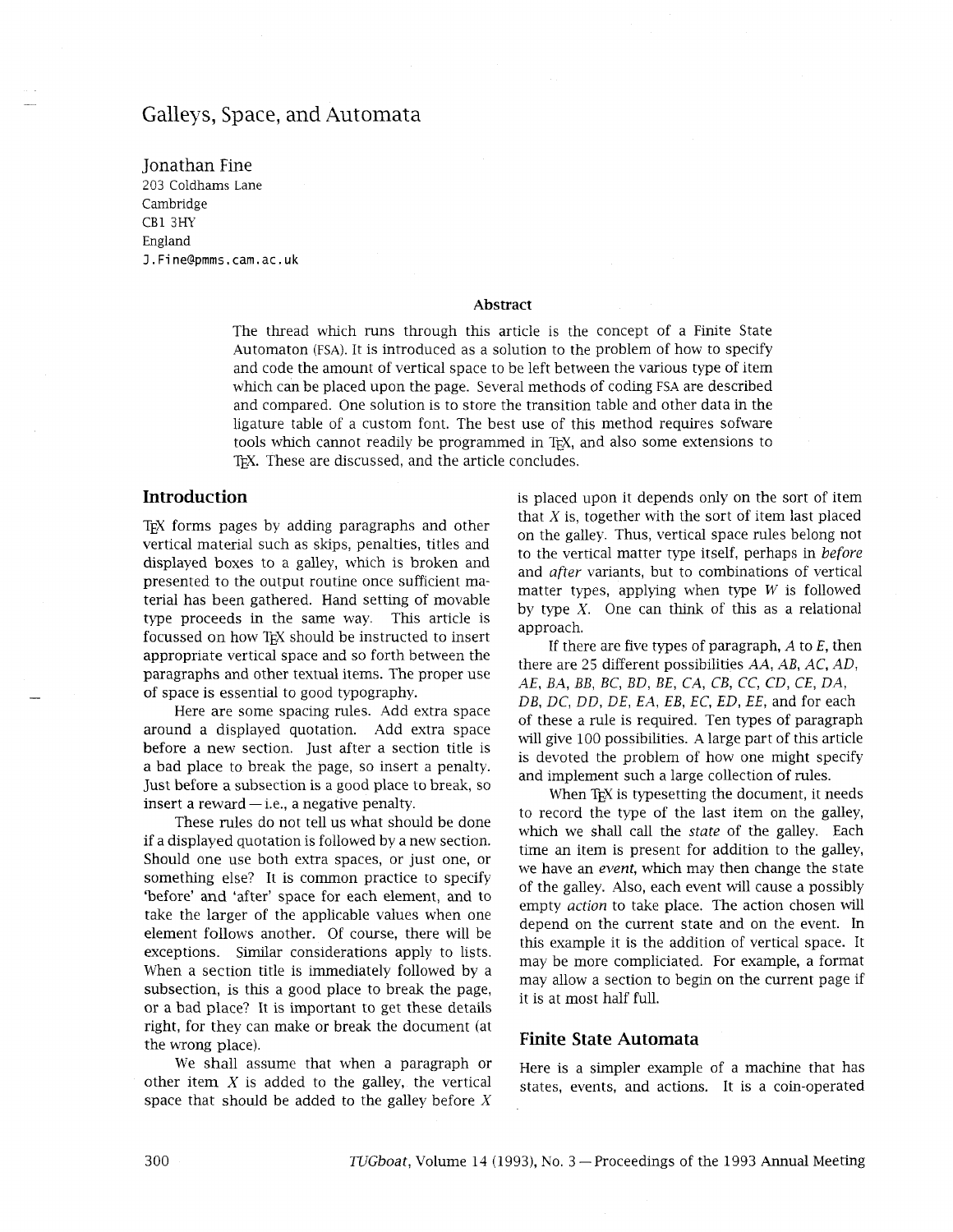# Galleys, Space, and Automata

Jonathan Fine
203 Coldhams Lane
Cambridge
CB1 3HY
England
J.Fine@pmms.cam.ac.uk

### Abstract

The thread which runs through this article is the concept of a Finite State Automaton (FSA). It is introduced as a solution to the problem of how to specify and code the amount of vertical space to be left between the various type of item which can be placed upon the page. Several methods of coding FSA are described and compared. One solution is to store the transition table and other data in the ligature table of a custom font. The best use of this method requires sofware tools which cannot readily be programmed in TeX, and also some extensions to TeX. These are discussed, and the article concludes.

## Introduction

TeX forms pages by adding paragraphs and other vertical material such as skips, penalties, titles and displayed boxes to a galley, which is broken and presented to the output routine once sufficient material has been gathered. Hand setting of movable type proceeds in the same way. This article is focussed on how TeX should be instructed to insert appropriate vertical space and so forth between the paragraphs and other textual items. The proper use of space is essential to good typography.

Here are some spacing rules. Add extra space around a displayed quotation. Add extra space before a new section. Just after a section title is a bad place to break the page, so insert a penalty. Just before a subsection is a good place to break, so insert a reward — i.e., a negative penalty.

These rules do not tell us what should be done if a displayed quotation is followed by a new section. Should one use both extra spaces, or just one, or something else? It is common practice to specify 'before' and 'after' space for each element, and to take the larger of the applicable values when one element follows another. Of course, there will be exceptions. Similar considerations apply to lists. When a section title is immediately followed by a subsection, is this a good place to break the page, or a bad place? It is important to get these details right, for they can make or break the document (at the wrong place).

We shall assume that when a paragraph or other item $X$ is added to the galley, the vertical space that should be added to the galley before $X$ is placed upon it depends only on the sort of item that $X$ is, together with the sort of item last placed on the galley. Thus, vertical space rules belong not to the vertical matter type itself, perhaps in *before* and *after* variants, but to combinations of vertical matter types, applying when type $W$ is followed by type $X$. One can think of this as a relational approach.

If there are five types of paragraph, $A$ to $E$, then there are 25 different possibilities $AA$, $AB$, $AC$, $AD$, $AE$, $BA$, $BB$, $BC$, $BD$, $BE$, $CA$, $CB$, $CC$, $CD$, $CE$, $DA$, $DB$, $DC$, $DD$, $DE$, $EA$, $EB$, $EC$, $ED$, $EE$, and for each of these a rule is required. Ten types of paragraph will give 100 possibilities. A large part of this article is devoted the problem of how one might specify and implement such a large collection of rules.

When TeX is typesetting the document, it needs to record the type of the last item on the galley, which we shall call the *state* of the galley. Each time an item is present for addition to the galley, we have an *event*, which may then change the state of the galley. Also, each event will cause a possibly empty *action* to take place. The action chosen will depend on the current state and on the event. In this example it is the addition of vertical space. It may be more compliciated. For example, a format may allow a section to begin on the current page if it is at most half full.

## Finite State Automata

Here is a simpler example of a machine that has states, events, and actions. It is a coin-operated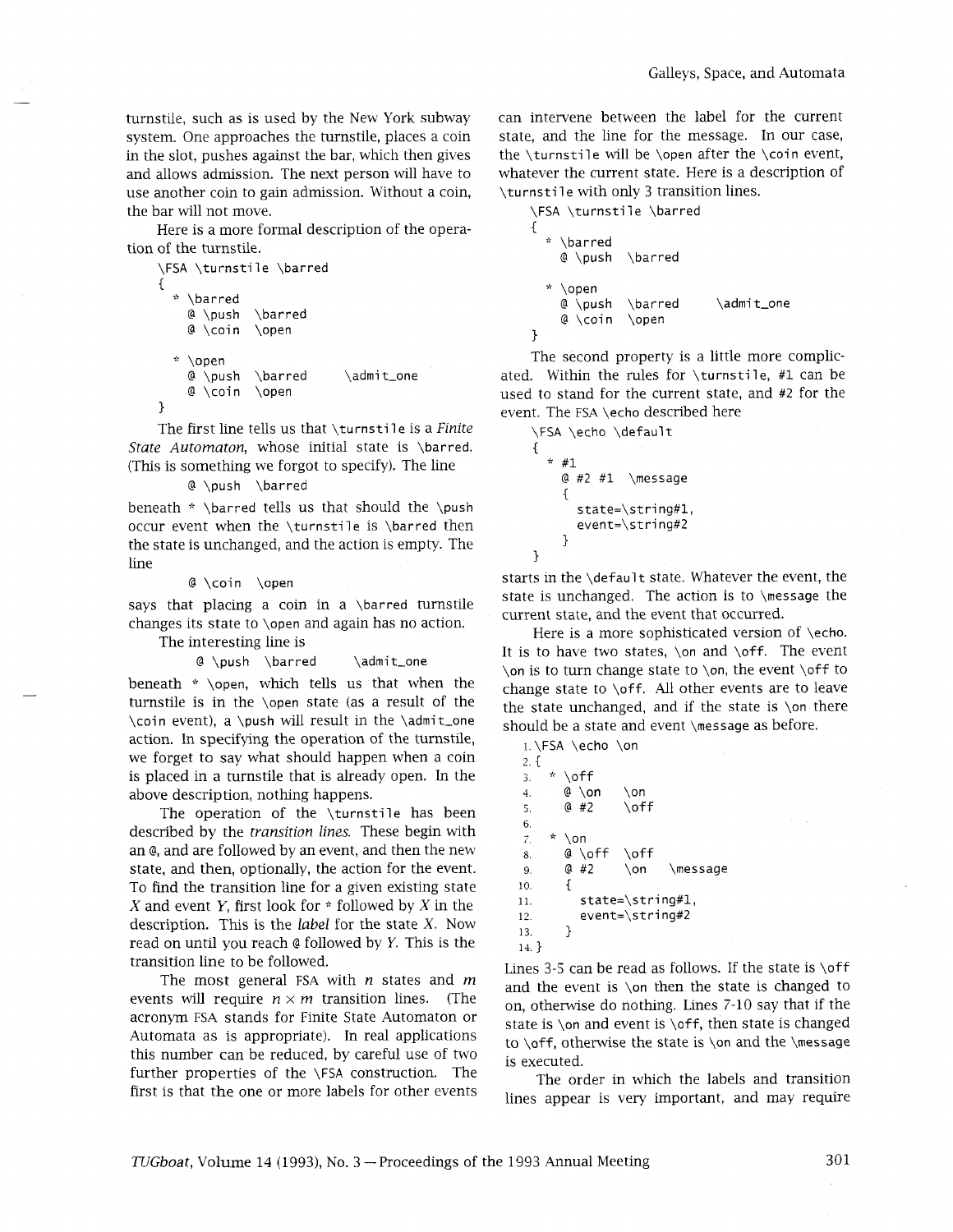turnstile, such as is used by the New York subway system. One approaches the turnstile, places a coin in the slot, pushes against the bar, which then gives and allows admission. The next person will have to use another coin to gain admission. Without a coin, the bar will not move.

Here is a more formal description of the operation of the turnstile.

```
\FSA \turnstile \barred
{
  * \barred
    @ \push  \barred
    @ \coin  \open

  * \open
    @ \push  \barred      \admit_one
    @ \coin  \open
}
```

The first line tells us that `\turnstile` is a *Finite State Automaton*, whose initial state is `\barred`. (This is something we forgot to specify). The line

```
@ \push  \barred
```

beneath `* \barred` tells us that should the `\push` occur event when the `\turnstile` is `\barred` then the state is unchanged, and the action is empty. The line

```
@ \coin  \open
```

says that placing a coin in a `\barred` turnstile changes its state to `\open` and again has no action.

The interesting line is

```
@ \push  \barred      \admit_one
```

beneath `* \open`, which tells us that when the turnstile is in the `\open` state (as a result of the `\coin` event), a `\push` will result in the `\admit_one` action. In specifying the operation of the turnstile, we forget to say what should happen when a coin is placed in a turnstile that is already open. In the above description, nothing happens.

The operation of the `\turnstile` has been described by the *transition lines*. These begin with an `@`, and are followed by an event, and then the new state, and then, optionally, the action for the event. To find the transition line for a given existing state $X$ and event $Y$, first look for `*` followed by $X$ in the description. This is the *label* for the state $X$. Now read on until you reach `@` followed by $Y$. This is the transition line to be followed.

The most general FSA with $n$ states and $m$ events will require $n \times m$ transition lines. (The acronym FSA stands for Finite State Automaton or Automata as is appropriate). In real applications this number can be reduced, by careful use of two further properties of the `\FSA` construction. The first is that the one or more labels for other events can intervene between the label for the current state, and the line for the message. In our case, the `\turnstile` will be `\open` after the `\coin` event, whatever the current state. Here is a description of `\turnstile` with only 3 transition lines.

```
\FSA \turnstile \barred
{
  * \barred
    @ \push  \barred

  * \open
    @ \push  \barred      \admit_one
    @ \coin  \open
}
```

The second property is a little more complicated. Within the rules for `\turnstile`, `#1` can be used to stand for the current state, and `#2` for the event. The FSA `\echo` described here

```
\FSA \echo \default
{
  * #1
    @ #2 #1  \message
    {
      state=\string#1,
      event=\string#2
    }
}
```

starts in the `\default` state. Whatever the event, the state is unchanged. The action is to `\message` the current state, and the event that occurred.

Here is a more sophisticated version of `\echo`. It is to have two states, `\on` and `\off`. The event `\on` is to turn change state to `\on`, the event `\off` to change state to `\off`. All other events are to leave the state unchanged, and if the state is `\on` there should be a state and event `\message` as before.

```
1. \FSA \echo \on
2. {
3.   * \off
4.     @ \on    \on
5.     @ #2     \off
6.
7.   * \on
8.     @ \off   \off
9.     @ #2     \on    \message
10.    {
11.      state=\string#1,
12.      event=\string#2
13.    }
14. }
```

Lines 3-5 can be read as follows. If the state is `\off` and the event is `\on` then the state is changed to on, otherwise do nothing. Lines 7-10 say that if the state is `\on` and event is `\off`, then state is changed to `\off`, otherwise the state is `\on` and the `\message` is executed.

The order in which the labels and transition lines appear is very important, and may require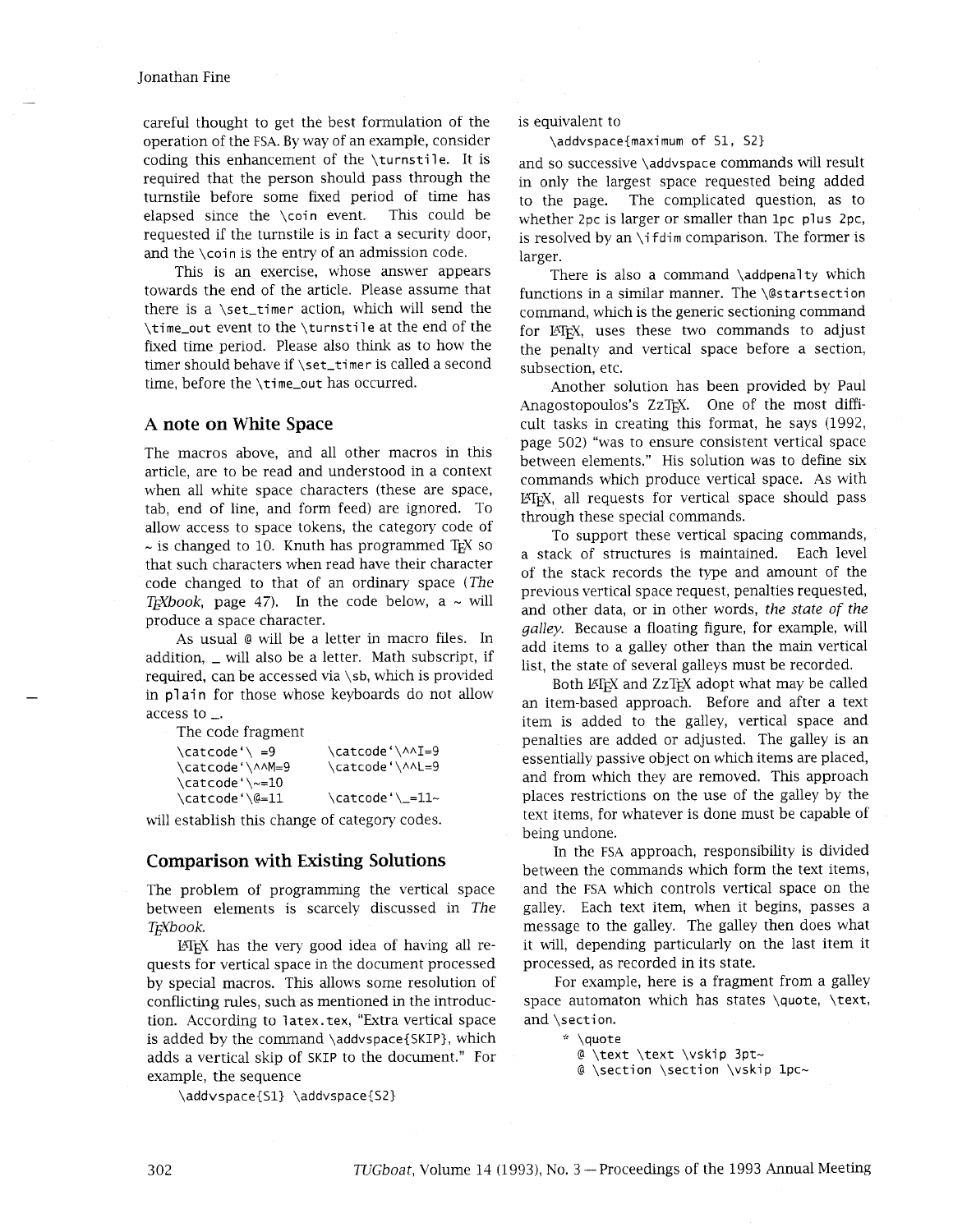careful thought to get the best formulation of the operation of the FSA. By way of an example, consider coding this enhancement of the `\turnstile`. It is required that the person should pass through the turnstile before some fixed period of time has elapsed since the `\coin` event. This could be requested if the turnstile is in fact a security door, and the `\coin` is the entry of an admission code.

This is an exercise, whose answer appears towards the end of the article. Please assume that there is a `\set_timer` action, which will send the `\time_out` event to the `\turnstile` at the end of the fixed time period. Please also think as to how the timer should behave if `\set_timer` is called a second time, before the `\time_out` has occurred.

## A note on White Space

The macros above, and all other macros in this article, are to be read and understood in a context when all white space characters (these are space, tab, end of line, and form feed) are ignored. To allow access to space tokens, the category code of ~ is changed to 10. Knuth has programmed TeX so that such characters when read have their character code changed to that of an ordinary space (*The TeXbook*, page 47). In the code below, a ~ will produce a space character.

As usual @ will be a letter in macro files. In addition, _ will also be a letter. Math subscript, if required, can be accessed via `\sb`, which is provided in `plain` for those whose keyboards do not allow access to _.

The code fragment

```
\catcode`\ =9        \catcode`\^^I=9
\catcode`\^^M=9      \catcode`\^^L=9
\catcode`\~=10
\catcode`\@=11       \catcode`\_=11~
```

will establish this change of category codes.

## Comparison with Existing Solutions

The problem of programming the vertical space between elements is scarcely discussed in *The TeXbook*.

LaTeX has the very good idea of having all requests for vertical space in the document processed by special macros. This allows some resolution of conflicting rules, such as mentioned in the introduction. According to `latex.tex`, "Extra vertical space is added by the command `\addvspace{SKIP}`, which adds a vertical skip of SKIP to the document." For example, the sequence

```
\addvspace{S1} \addvspace{S2}
```

is equivalent to

```
\addvspace{maximum of S1, S2}
```

and so successive `\addvspace` commands will result in only the largest space requested being added to the page. The complicated question, as to whether `2pc` is larger or smaller than `1pc plus 2pc`, is resolved by an `\ifdim` comparison. The former is larger.

There is also a command `\addpenalty` which functions in a similar manner. The `\@startsection` command, which is the generic sectioning command for LaTeX, uses these two commands to adjust the penalty and vertical space before a section, subsection, etc.

Another solution has been provided by Paul Anagostopoulos's ZzTeX. One of the most difficult tasks in creating this format, he says (1992, page 502) "was to ensure consistent vertical space between elements." His solution was to define six commands which produce vertical space. As with LaTeX, all requests for vertical space should pass through these special commands.

To support these vertical spacing commands, a stack of structures is maintained. Each level of the stack records the type and amount of the previous vertical space request, penalties requested, and other data, or in other words, *the state of the galley*. Because a floating figure, for example, will add items to a galley other than the main vertical list, the state of several galleys must be recorded.

Both LaTeX and ZzTeX adopt what may be called an item-based approach. Before and after a text item is added to the galley, vertical space and penalties are added or adjusted. The galley is an essentially passive object on which items are placed, and from which they are removed. This approach places restrictions on the use of the galley by the text items, for whatever is done must be capable of being undone.

In the FSA approach, responsibility is divided between the commands which form the text items, and the FSA which controls vertical space on the galley. Each text item, when it begins, passes a message to the galley. The galley then does what it will, depending particularly on the last item it processed, as recorded in its state.

For example, here is a fragment from a galley space automaton which has states `\quote`, `\text`, and `\section`.

```
* \quote
  @ \text \text \vskip 3pt~
  @ \section \section \vskip 1pc~
```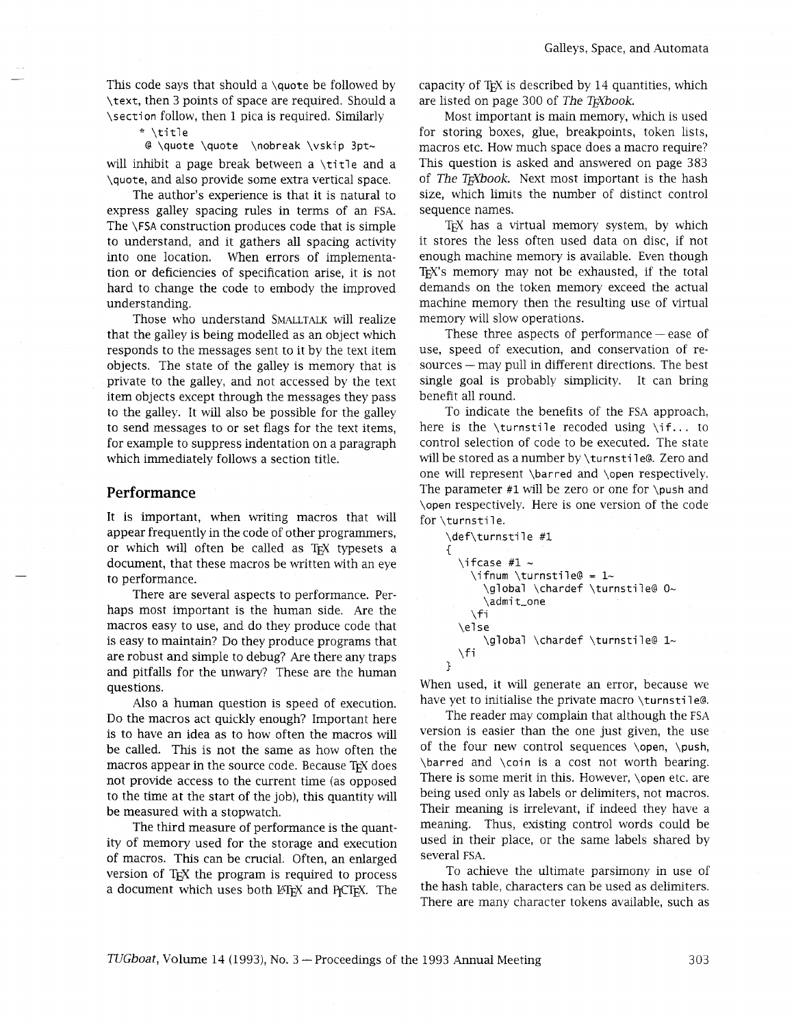This code says that should a `\quote` be followed by `\text`, then 3 points of space are required. Should a `\section` follow, then 1 pica is required. Similarly

```
* \title
  @ \quote \quote  \nobreak \vskip 3pt~
```

will inhibit a page break between a `\title` and a `\quote`, and also provide some extra vertical space.

The author's experience is that it is natural to express galley spacing rules in terms of an FSA. The `\FSA` construction produces code that is simple to understand, and it gathers all spacing activity into one location. When errors of implementation or deficiencies of specification arise, it is not hard to change the code to embody the improved understanding.

Those who understand SMALLTALK will realize that the galley is being modelled as an object which responds to the messages sent to it by the text item objects. The state of the galley is memory that is private to the galley, and not accessed by the text item objects except through the messages they pass to the galley. It will also be possible for the galley to send messages to or set flags for the text items, for example to suppress indentation on a paragraph which immediately follows a section title.

## Performance

It is important, when writing macros that will appear frequently in the code of other programmers, or which will often be called as TeX typesets a document, that these macros be written with an eye to performance.

There are several aspects to performance. Perhaps most important is the human side. Are the macros easy to use, and do they produce code that is easy to maintain? Do they produce programs that are robust and simple to debug? Are there any traps and pitfalls for the unwary? These are the human questions.

Also a human question is speed of execution. Do the macros act quickly enough? Important here is to have an idea as to how often the macros will be called. This is not the same as how often the macros appear in the source code. Because TeX does not provide access to the current time (as opposed to the time at the start of the job), this quantity will be measured with a stopwatch.

The third measure of performance is the quantity of memory used for the storage and execution of macros. This can be crucial. Often, an enlarged version of TeX the program is required to process a document which uses both LaTeX and PiCTeX. The capacity of TeX is described by 14 quantities, which are listed on page 300 of *The TeXbook*.

Most important is main memory, which is used for storing boxes, glue, breakpoints, token lists, macros etc. How much space does a macro require? This question is asked and answered on page 383 of *The TeXbook*. Next most important is the hash size, which limits the number of distinct control sequence names.

TeX has a virtual memory system, by which it stores the less often used data on disc, if not enough machine memory is available. Even though TeX's memory may not be exhausted, if the total demands on the token memory exceed the actual machine memory then the resulting use of virtual memory will slow operations.

These three aspects of performance — ease of use, speed of execution, and conservation of resources — may pull in different directions. The best single goal is probably simplicity. It can bring benefit all round.

To indicate the benefits of the FSA approach, here is the `\turnstile` recoded using `\if...` to control selection of code to be executed. The state will be stored as a number by `\turnstile@`. Zero and one will represent `\barred` and `\open` respectively. The parameter `#1` will be zero or one for `\push` and `\open` respectively. Here is one version of the code for `\turnstile`.

```
\def\turnstile #1
{
  \ifcase #1 ~
    \ifnum \turnstile@ = 1~
      \global \chardef \turnstile@ 0~
      \admit_one
    \fi
  \else
      \global \chardef \turnstile@ 1~
  \fi
}
```

When used, it will generate an error, because we have yet to initialise the private macro `\turnstile@`.

The reader may complain that although the FSA version is easier than the one just given, the use of the four new control sequences `\open`, `\push`, `\barred` and `\coin` is a cost not worth bearing. There is some merit in this. However, `\open` etc. are being used only as labels or delimiters, not macros. Their meaning is irrelevant, if indeed they have a meaning. Thus, existing control words could be used in their place, or the same labels shared by several FSA.

To achieve the ultimate parsimony in use of the hash table, characters can be used as delimiters. There are many character tokens available, such as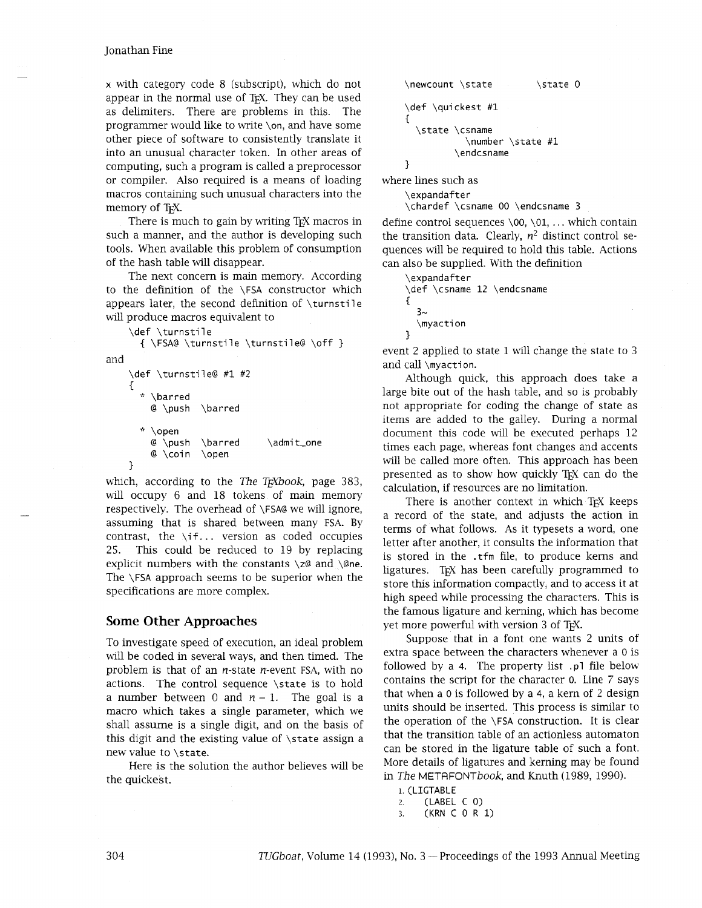x with category code 8 (subscript), which do not appear in the normal use of TEX. They can be used as delimiters. There are problems in this. The programmer would like to write \on, and have some other piece of software to consistently translate it into an unusual character token. In other areas of computing, such a program is called a preprocessor or compiler. Also required is a means of loading macros containing such unusual characters into the memory of TEX.

There is much to gain by writing TEX macros in such a manner, and the author is developing such tools. When available this problem of consumption of the hash table will disappear.

The next concern is main memory. According to the definition of the \FSA constructor which appears later, the second definition of \turnstile will produce macros equivalent to

```
\def \turnstile
  { \FSA@ \turnstile \turnstile@ \off }
```

and

```
\def \turnstile@ #1 #2
{
  * \barred
    @ \push  \barred

  * \open
    @ \push  \barred       \admit_one
    @ \coin  \open
}
```

which, according to the *The TEXbook*, page 383, will occupy 6 and 18 tokens of main memory respectively. The overhead of \FSA@ we will ignore, assuming that is shared between many FSA. By contrast, the \if... version as coded occupies 25. This could be reduced to 19 by replacing explicit numbers with the constants \z@ and \@ne. The \FSA approach seems to be superior when the specifications are more complex.

## Some Other Approaches

To investigate speed of execution, an ideal problem will be coded in several ways, and then timed. The problem is that of an $n$-state $n$-event FSA, with no actions. The control sequence \state is to hold a number between 0 and $n-1$. The goal is a macro which takes a single parameter, which we shall assume is a single digit, and on the basis of this digit and the existing value of \state assign a new value to \state.

Here is the solution the author believes will be the quickest.

```
\newcount \state          \state 0

\def \quickest #1
{
  \state \csname
           \number \state #1
         \endcsname
}
```

where lines such as

```
\expandafter
\chardef \csname 00 \endcsname 3
```

define control sequences \00, \01, ... which contain the transition data. Clearly, $n^2$ distinct control sequences will be required to hold this table. Actions can also be supplied. With the definition

```
\expandafter
\def \csname 12 \endcsname
{
  3~
  \myaction
}
```

event 2 applied to state 1 will change the state to 3 and call \myaction.

Although quick, this approach does take a large bite out of the hash table, and so is probably not appropriate for coding the change of state as items are added to the galley. During a normal document this code will be executed perhaps 12 times each page, whereas font changes and accents will be called more often. This approach has been presented as to show how quickly TEX can do the calculation, if resources are no limitation.

There is another context in which TEX keeps a record of the state, and adjusts the action in terms of what follows. As it typesets a word, one letter after another, it consults the information that is stored in the .tfm file, to produce kerns and ligatures. TEX has been carefully programmed to store this information compactly, and to access it at high speed while processing the characters. This is the famous ligature and kerning, which has become yet more powerful with version 3 of TEX.

Suppose that in a font one wants 2 units of extra space between the characters whenever a 0 is followed by a 4. The property list .pl file below contains the script for the character 0. Line 7 says that when a 0 is followed by a 4, a kern of 2 design units should be inserted. This process is similar to the operation of the \FSA construction. It is clear that the transition table of an actionless automaton can be stored in the ligature table of such a font. More details of ligatures and kerning may be found in *The METAFONTbook*, and Knuth (1989, 1990).

```
1. (LIGTABLE
2.    (LABEL C 0)
3.    (KRN C 0 R 1)
```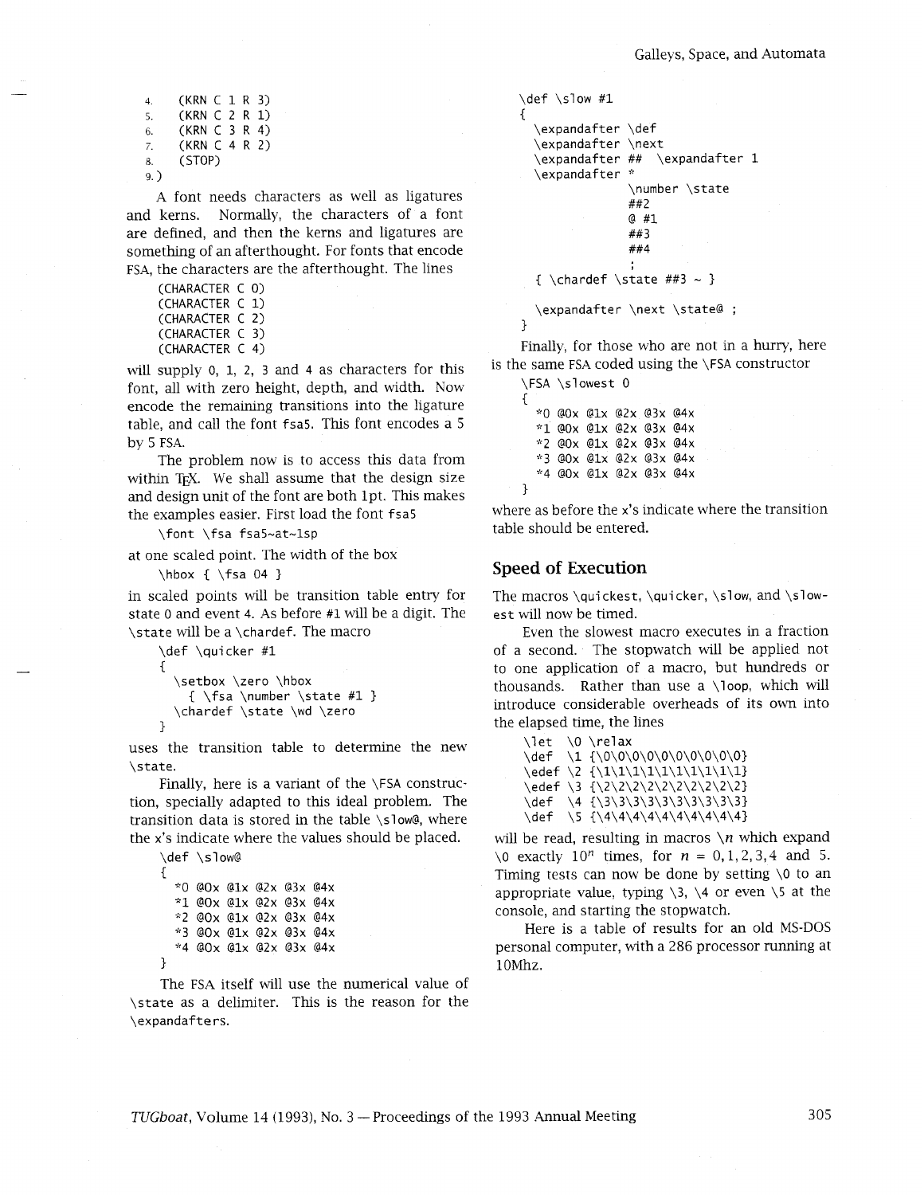```
4.    (KRN C 1 R 3)
5.    (KRN C 2 R 1)
6.    (KRN C 3 R 4)
7.    (KRN C 4 R 2)
8.    (STOP)
9. )
```

A font needs characters as well as ligatures and kerns. Normally, the characters of a font are defined, and then the kerns and ligatures are something of an afterthought. For fonts that encode FSA, the characters are the afterthought. The lines

```
(CHARACTER C 0)
(CHARACTER C 1)
(CHARACTER C 2)
(CHARACTER C 3)
(CHARACTER C 4)
```

will supply 0, 1, 2, 3 and 4 as characters for this font, all with zero height, depth, and width. Now encode the remaining transitions into the ligature table, and call the font fsa5. This font encodes a 5 by 5 FSA.

The problem now is to access this data from within TeX. We shall assume that the design size and design unit of the font are both 1pt. This makes the examples easier. First load the font fsa5

```
\font \fsa fsa5~at~1sp
```

at one scaled point. The width of the box

```
\hbox { \fsa 04 }
```

in scaled points will be transition table entry for state 0 and event 4. As before #1 will be a digit. The `\state` will be a `\chardef`. The macro

```
\def \quicker #1
{
   \setbox \zero \hbox
      { \fsa \number \state #1 }
   \chardef \state \wd \zero
}
```

uses the transition table to determine the new `\state`.

Finally, here is a variant of the `\FSA` construction, specially adapted to this ideal problem. The transition data is stored in the table `\slow@`, where the x's indicate where the values should be placed.

```
\def \slow@
{
   *0 @0x @1x @2x @3x @4x
   *1 @0x @1x @2x @3x @4x
   *2 @0x @1x @2x @3x @4x
   *3 @0x @1x @2x @3x @4x
   *4 @0x @1x @2x @3x @4x
}
```

The FSA itself will use the numerical value of `\state` as a delimiter. This is the reason for the `\expandafter`s.

```
\def \slow #1
{
   \expandafter \def
   \expandafter \next
   \expandafter ## \expandafter 1
   \expandafter *
                \number \state
                ##2
                @ #1
                ##3
                ##4
                ;
   { \chardef \state ##3 ~ }

   \expandafter \next \state@ ;
}
```

Finally, for those who are not in a hurry, here is the same FSA coded using the `\FSA` constructor

```
\FSA \slowest 0
{
   *0 @0x @1x @2x @3x @4x
   *1 @0x @1x @2x @3x @4x
   *2 @0x @1x @2x @3x @4x
   *3 @0x @1x @2x @3x @4x
   *4 @0x @1x @2x @3x @4x
}
```

where as before the x's indicate where the transition table should be entered.

## Speed of Execution

The macros `\quickest`, `\quicker`, `\slow`, and `\slowest` will now be timed.

Even the slowest macro executes in a fraction of a second. The stopwatch will be applied not to one application of a macro, but hundreds or thousands. Rather than use a `\loop`, which will introduce considerable overheads of its own into the elapsed time, the lines

```
\let  \0 \relax
\def  \1 {\0\0\0\0\0\0\0\0\0\0}
\edef \2 {\1\1\1\1\1\1\1\1\1\1}
\edef \3 {\2\2\2\2\2\2\2\2\2\2}
\def  \4 {\3\3\3\3\3\3\3\3\3\3}
\def  \5 {\4\4\4\4\4\4\4\4\4\4}
```

will be read, resulting in macros $\backslash n$ which expand `\0` exactly $10^n$ times, for $n = 0, 1, 2, 3, 4$ and 5. Timing tests can now be done by setting `\0` to an appropriate value, typing `\3`, `\4` or even `\5` at the console, and starting the stopwatch.

Here is a table of results for an old MS-DOS personal computer, with a 286 processor running at 10Mhz.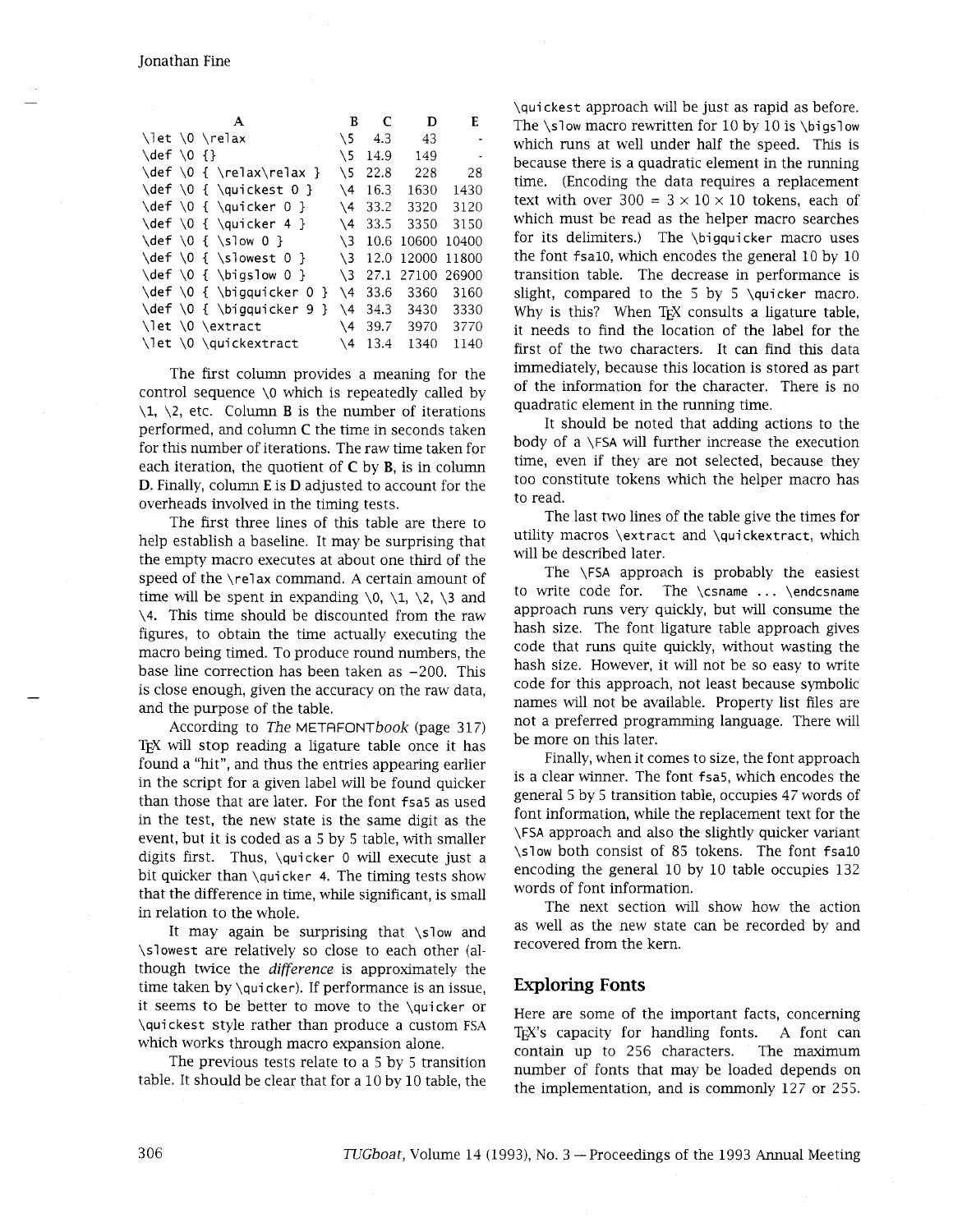| A | B | C | D | E |
|---|---|---|---|---|
| `\let \0 \relax` | `\5` | 4.3 | 43 | - |
| `\def \0 {}` | `\5` | 14.9 | 149 | - |
| `\def \0 { \relax\relax }` | `\5` | 22.8 | 228 | 28 |
| `\def \0 { \quickest 0 }` | `\4` | 16.3 | 1630 | 1430 |
| `\def \0 { \quicker 0 }` | `\4` | 33.2 | 3320 | 3120 |
| `\def \0 { \quicker 4 }` | `\4` | 33.5 | 3350 | 3150 |
| `\def \0 { \slow 0 }` | `\3` | 10.6 | 10600 | 10400 |
| `\def \0 { \slowest 0 }` | `\3` | 12.0 | 12000 | 11800 |
| `\def \0 { \bigslow 0 }` | `\3` | 27.1 | 27100 | 26900 |
| `\def \0 { \bigquicker 0 }` | `\4` | 33.6 | 3360 | 3160 |
| `\def \0 { \bigquicker 9 }` | `\4` | 34.3 | 3430 | 3330 |
| `\let \0 \extract` | `\4` | 39.7 | 3970 | 3770 |
| `\let \0 \quickextract` | `\4` | 13.4 | 1340 | 1140 |

The first column provides a meaning for the control sequence `\0` which is repeatedly called by `\1`, `\2`, etc. Column **B** is the number of iterations performed, and column **C** the time in seconds taken for this number of iterations. The raw time taken for each iteration, the quotient of **C** by **B**, is in column **D**. Finally, column **E** is **D** adjusted to account for the overheads involved in the timing tests.

The first three lines of this table are there to help establish a baseline. It may be surprising that the empty macro executes at about one third of the speed of the `\relax` command. A certain amount of time will be spent in expanding `\0`, `\1`, `\2`, `\3` and `\4`. This time should be discounted from the raw figures, to obtain the time actually executing the macro being timed. To produce round numbers, the base line correction has been taken as −200. This is close enough, given the accuracy on the raw data, and the purpose of the table.

According to *The* METAFONT*book* (page 317) TeX will stop reading a ligature table once it has found a "hit", and thus the entries appearing earlier in the script for a given label will be found quicker than those that are later. For the font `fsa5` as used in the test, the new state is the same digit as the event, but it is coded as a 5 by 5 table, with smaller digits first. Thus, `\quicker 0` will execute just a bit quicker than `\quicker 4`. The timing tests show that the difference in time, while significant, is small in relation to the whole.

It may again be surprising that `\slow` and `\slowest` are relatively so close to each other (although twice the *difference* is approximately the time taken by `\quicker`). If performance is an issue, it seems to be better to move to the `\quicker` or `\quickest` style rather than produce a custom FSA which works through macro expansion alone.

The previous tests relate to a 5 by 5 transition table. It should be clear that for a 10 by 10 table, the `\quickest` approach will be just as rapid as before. The `\slow` macro rewritten for 10 by 10 is `\bigslow` which runs at well under half the speed. This is because there is a quadratic element in the running time. (Encoding the data requires a replacement text with over $300 = 3 \times 10 \times 10$ tokens, each of which must be read as the helper macro searches for its delimiters.) The `\bigquicker` macro uses the font `fsa10`, which encodes the general 10 by 10 transition table. The decrease in performance is slight, compared to the 5 by 5 `\quicker` macro. Why is this? When TeX consults a ligature table, it needs to find the location of the label for the first of the two characters. It can find this data immediately, because this location is stored as part of the information for the character. There is no quadratic element in the running time.

It should be noted that adding actions to the body of a `\FSA` will further increase the execution time, even if they are not selected, because they too constitute tokens which the helper macro has to read.

The last two lines of the table give the times for utility macros `\extract` and `\quickextract`, which will be described later.

The `\FSA` approach is probably the easiest to write code for. The `\csname ... \endcsname` approach runs very quickly, but will consume the hash size. The font ligature table approach gives code that runs quite quickly, without wasting the hash size. However, it will not be so easy to write code for this approach, not least because symbolic names will not be available. Property list files are not a preferred programming language. There will be more on this later.

Finally, when it comes to size, the font approach is a clear winner. The font `fsa5`, which encodes the general 5 by 5 transition table, occupies 47 words of font information, while the replacement text for the `\FSA` approach and also the slightly quicker variant `\slow` both consist of 85 tokens. The font `fsa10` encoding the general 10 by 10 table occupies 132 words of font information.

The next section will show how the action as well as the new state can be recorded by and recovered from the kern.

## Exploring Fonts

Here are some of the important facts, concerning TeX's capacity for handling fonts. A font can contain up to 256 characters. The maximum number of fonts that may be loaded depends on the implementation, and is commonly 127 or 255.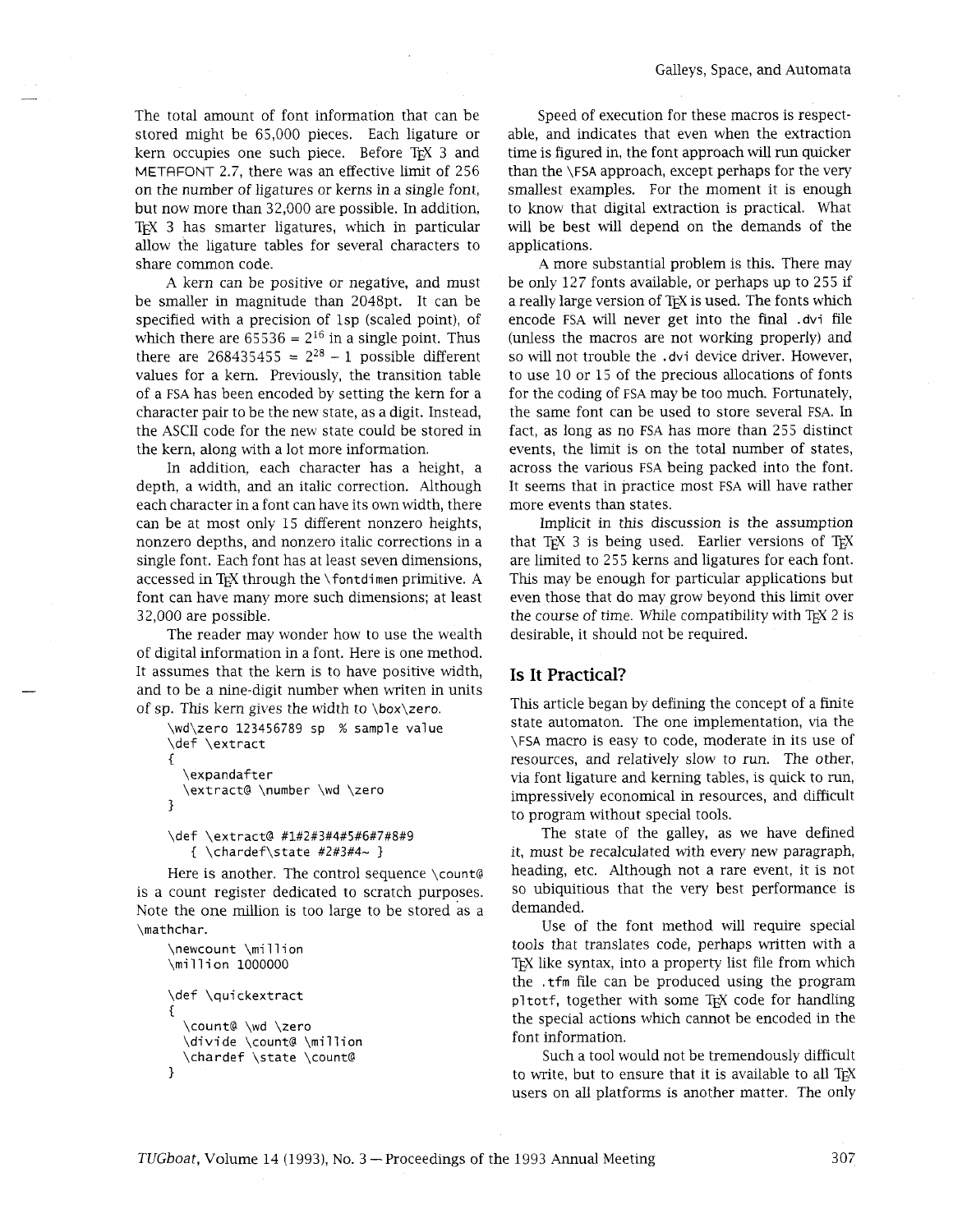The total amount of font information that can be stored might be 65,000 pieces. Each ligature or kern occupies one such piece. Before TeX 3 and METAFONT 2.7, there was an effective limit of 256 on the number of ligatures or kerns in a single font, but now more than 32,000 are possible. In addition, TeX 3 has smarter ligatures, which in particular allow the ligature tables for several characters to share common code.

A kern can be positive or negative, and must be smaller in magnitude than 2048pt. It can be specified with a precision of 1sp (scaled point), of which there are $65536 = 2^{16}$ in a single point. Thus there are $268435455 = 2^{28} - 1$ possible different values for a kern. Previously, the transition table of a FSA has been encoded by setting the kern for a character pair to be the new state, as a digit. Instead, the ASCII code for the new state could be stored in the kern, along with a lot more information.

In addition, each character has a height, a depth, a width, and an italic correction. Although each character in a font can have its own width, there can be at most only 15 different nonzero heights, nonzero depths, and nonzero italic corrections in a single font. Each font has at least seven dimensions, accessed in TeX through the `\fontdimen` primitive. A font can have many more such dimensions; at least 32,000 are possible.

The reader may wonder how to use the wealth of digital information in a font. Here is one method. It assumes that the kern is to have positive width, and to be a nine-digit number when writen in units of sp. This kern gives the width to `\box\zero`.

```
\wd\zero 123456789 sp  % sample value
\def \extract
{
  \expandafter
  \extract@ \number \wd \zero
}

\def \extract@ #1#2#3#4#5#6#7#8#9
    { \chardef\state #2#3#4~ }
```

Here is another. The control sequence `\count@` is a count register dedicated to scratch purposes. Note the one million is too large to be stored as a `\mathchar`.

```
\newcount \million
\million 1000000

\def \quickextract
{
  \count@ \wd \zero
  \divide \count@ \million
  \chardef \state \count@
}
```

Speed of execution for these macros is respectable, and indicates that even when the extraction time is figured in, the font approach will run quicker than the `\FSA` approach, except perhaps for the very smallest examples. For the moment it is enough to know that digital extraction is practical. What will be best will depend on the demands of the applications.

A more substantial problem is this. There may be only 127 fonts available, or perhaps up to 255 if a really large version of TeX is used. The fonts which encode FSA will never get into the final `.dvi` file (unless the macros are not working properly) and so will not trouble the `.dvi` device driver. However, to use 10 or 15 of the precious allocations of fonts for the coding of FSA may be too much. Fortunately, the same font can be used to store several FSA. In fact, as long as no FSA has more than 255 distinct events, the limit is on the total number of states, across the various FSA being packed into the font. It seems that in practice most FSA will have rather more events than states.

Implicit in this discussion is the assumption that TeX 3 is being used. Earlier versions of TeX are limited to 255 kerns and ligatures for each font. This may be enough for particular applications but even those that do may grow beyond this limit over the course of time. While compatibility with TeX 2 is desirable, it should not be required.

## Is It Practical?

This article began by defining the concept of a finite state automaton. The one implementation, via the `\FSA` macro is easy to code, moderate in its use of resources, and relatively slow to run. The other, via font ligature and kerning tables, is quick to run, impressively economical in resources, and difficult to program without special tools.

The state of the galley, as we have defined it, must be recalculated with every new paragraph, heading, etc. Although not a rare event, it is not so ubiquitious that the very best performance is demanded.

Use of the font method will require special tools that translates code, perhaps written with a TeX like syntax, into a property list file from which the `.tfm` file can be produced using the program `pltotf`, together with some TeX code for handling the special actions which cannot be encoded in the font information.

Such a tool would not be tremendously difficult to write, but to ensure that it is available to all TeX users on all platforms is another matter. The only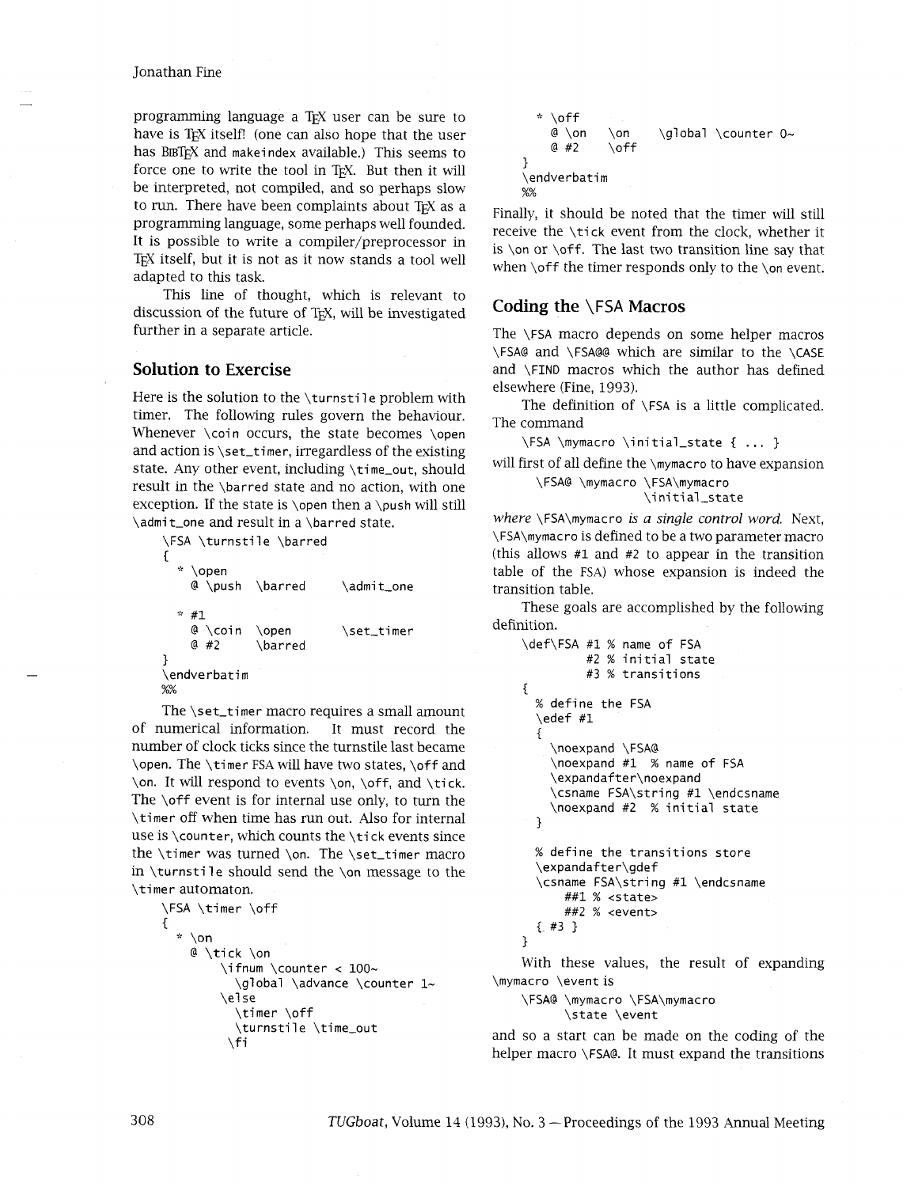programming language a TEX user can be sure to have is TEX itself! (one can also hope that the user has BIBTEX and makeindex available.) This seems to force one to write the tool in TEX. But then it will be interpreted, not compiled, and so perhaps slow to run. There have been complaints about TEX as a programming language, some perhaps well founded. It is possible to write a compiler/preprocessor in TEX itself, but it is not as it now stands a tool well adapted to this task.

This line of thought, which is relevant to discussion of the future of TEX, will be investigated further in a separate article.

## Solution to Exercise

Here is the solution to the \turnstile problem with timer. The following rules govern the behaviour. Whenever \coin occurs, the state becomes \open and action is \set_timer, irregardless of the existing state. Any other event, including \time_out, should result in the \barred state and no action, with one exception. If the state is \open then a \push will still \admit_one and result in a \barred state.

```
\FSA \turnstile \barred
{
  * \open
    @ \push   \barred      \admit_one

  * #1
    @ \coin   \open        \set_timer
    @ #2      \barred
}
\endverbatim
%%
```

The \set_timer macro requires a small amount of numerical information. It must record the number of clock ticks since the turnstile last became \open. The \timer FSA will have two states, \off and \on. It will respond to events \on, \off, and \tick. The \off event is for internal use only, to turn the \timer off when time has run out. Also for internal use is \counter, which counts the \tick events since the \timer was turned \on. The \set_timer macro in \turnstile should send the \on message to the \timer automaton.

```
\FSA \timer \off
{
  * \on
    @ \tick \on
        \ifnum \counter < 100~
          \global \advance \counter 1~
        \else
          \timer \off
          \turnstile \time_out
        \fi
  * \off
    @ \on    \on     \global \counter 0~
    @ #2     \off
}
\endverbatim
%%
```

Finally, it should be noted that the timer will still receive the \tick event from the clock, whether it is \on or \off. The last two transition line say that when \off the timer responds only to the \on event.

## Coding the \FSA Macros

The \FSA macro depends on some helper macros \FSA@ and \FSA@@ which are similar to the \CASE and \FIND macros which the author has defined elsewhere (Fine, 1993).

The definition of \FSA is a little complicated. The command

```
\FSA \mymacro \initial_state { ... }
```

will first of all define the \mymacro to have expansion

```
\FSA@ \mymacro \FSA\mymacro
               \initial_state
```

*where* \FSA\mymacro *is a single control word.* Next, \FSA\mymacro is defined to be a two parameter macro (this allows #1 and #2 to appear in the transition table of the FSA) whose expansion is indeed the transition table.

These goals are accomplished by the following definition.

```
\def\FSA #1 % name of FSA
         #2 % initial state
         #3 % transitions
{
  % define the FSA
  \edef #1
  {
    \noexpand \FSA@
    \noexpand #1  % name of FSA
    \expandafter\noexpand
    \csname FSA\string #1 \endcsname
    \noexpand #2  % initial state
  }

  % define the transitions store
  \expandafter\gdef
  \csname FSA\string #1 \endcsname
      ##1 % <state>
      ##2 % <event>
  { #3 }
}
```

With these values, the result of expanding \mymacro \event is

```
\FSA@ \mymacro \FSA\mymacro
      \state \event
```

and so a start can be made on the coding of the helper macro \FSA@. It must expand the transitions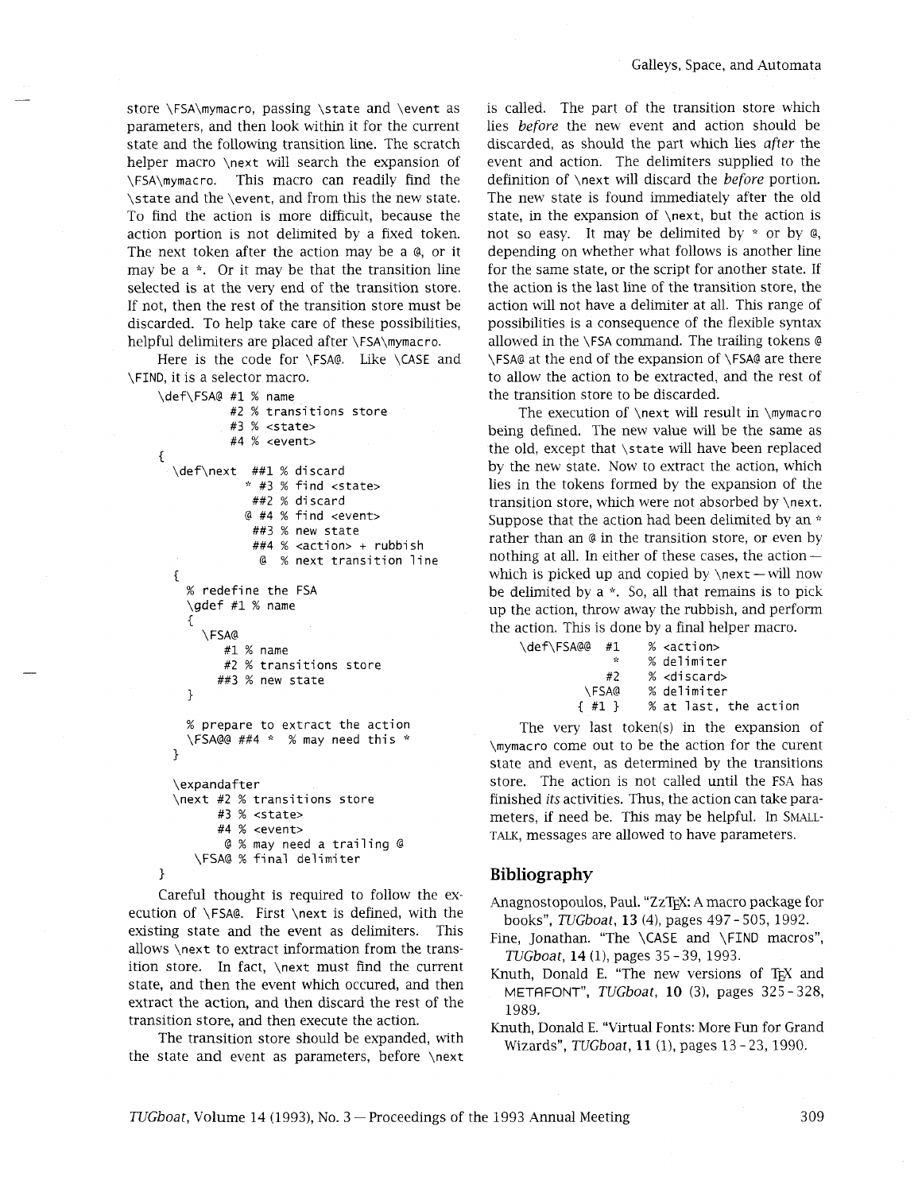store \FSA\mymacro, passing \state and \event as parameters, and then look within it for the current state and the following transition line. The scratch helper macro \next will search the expansion of \FSA\mymacro. This macro can readily find the \state and the \event, and from this the new state. To find the action is more difficult, because the action portion is not delimited by a fixed token. The next token after the action may be a @, or it may be a *. Or it may be that the transition line selected is at the very end of the transition store. If not, then the rest of the transition store must be discarded. To help take care of these possibilities, helpful delimiters are placed after \FSA\mymacro.

Here is the code for \FSA@. Like \CASE and \FIND, it is a selector macro.

```
\def\FSA@ #1 % name
          #2 % transitions store
          #3 % <state>
          #4 % <event>
{
  \def\next  ##1 % discard
            * #3 % find <state>
             ##2 % discard
            @ #4 % find <event>
             ##3 % new state
             ##4 % <action> + rubbish
              @  % next transition line
  {
    % redefine the FSA
    \gdef #1 % name
    {
       \FSA@
         #1 % name
         #2 % transitions store
        ##3 % new state
    }

    % prepare to extract the action
    \FSA@@ ##4 *  % may need this *
  }

  \expandafter
  \next #2 % transitions store
        #3 % <state>
        #4 % <event>
         @ % may need a trailing @
     \FSA@ % final delimiter
}
```

Careful thought is required to follow the execution of \FSA@. First \next is defined, with the existing state and the event as delimiters. This allows \next to extract information from the transition store. In fact, \next must find the current state, and then the event which occured, and then extract the action, and then discard the rest of the transition store, and then execute the action.

The transition store should be expanded, with the state and event as parameters, before \next is called. The part of the transition store which lies *before* the new event and action should be discarded, as should the part which lies *after* the event and action. The delimiters supplied to the definition of \next will discard the *before* portion. The new state is found immediately after the old state, in the expansion of \next, but the action is not so easy. It may be delimited by * or by @, depending on whether what follows is another line for the same state, or the script for another state. If the action is the last line of the transition store, the action will not have a delimiter at all. This range of possibilities is a consequence of the flexible syntax allowed in the \FSA command. The trailing tokens @ \FSA@ at the end of the expansion of \FSA@ are there to allow the action to be extracted, and the rest of the transition store to be discarded.

The execution of \next will result in \mymacro being defined. The new value will be the same as the old, except that \state will have been replaced by the new state. Now to extract the action, which lies in the tokens formed by the expansion of the transition store, which were not absorbed by \next. Suppose that the action had been delimited by an * rather than an @ in the transition store, or even by nothing at all. In either of these cases, the action — which is picked up and copied by \next — will now be delimited by a *. So, all that remains is to pick up the action, throw away the rubbish, and perform the action. This is done by a final helper macro.

```
\def\FSA@@  #1    % <action>
             *    % delimiter
            #2    % <discard>
         \FSA@    % delimiter
        { #1 }    % at last, the action
```

The very last token(s) in the expansion of \mymacro come out to be the action for the curent state and event, as determined by the transitions store. The action is not called until the FSA has finished *its* activities. Thus, the action can take parameters, if need be. This may be helpful. In SMALLTALK, messages are allowed to have parameters.

## Bibliography

Anagnostopoulos, Paul. "ZzTEX: A macro package for books", *TUGboat*, **13** (4), pages 497 - 505, 1992.

Fine, Jonathan. "The \CASE and \FIND macros", *TUGboat*, **14** (1), pages 35 - 39, 1993.

Knuth, Donald E. "The new versions of TEX and METAFONT", *TUGboat*, **10** (3), pages 325 - 328, 1989.

Knuth, Donald E. "Virtual Fonts: More Fun for Grand Wizards", *TUGboat*, **11** (1), pages 13 - 23, 1990.